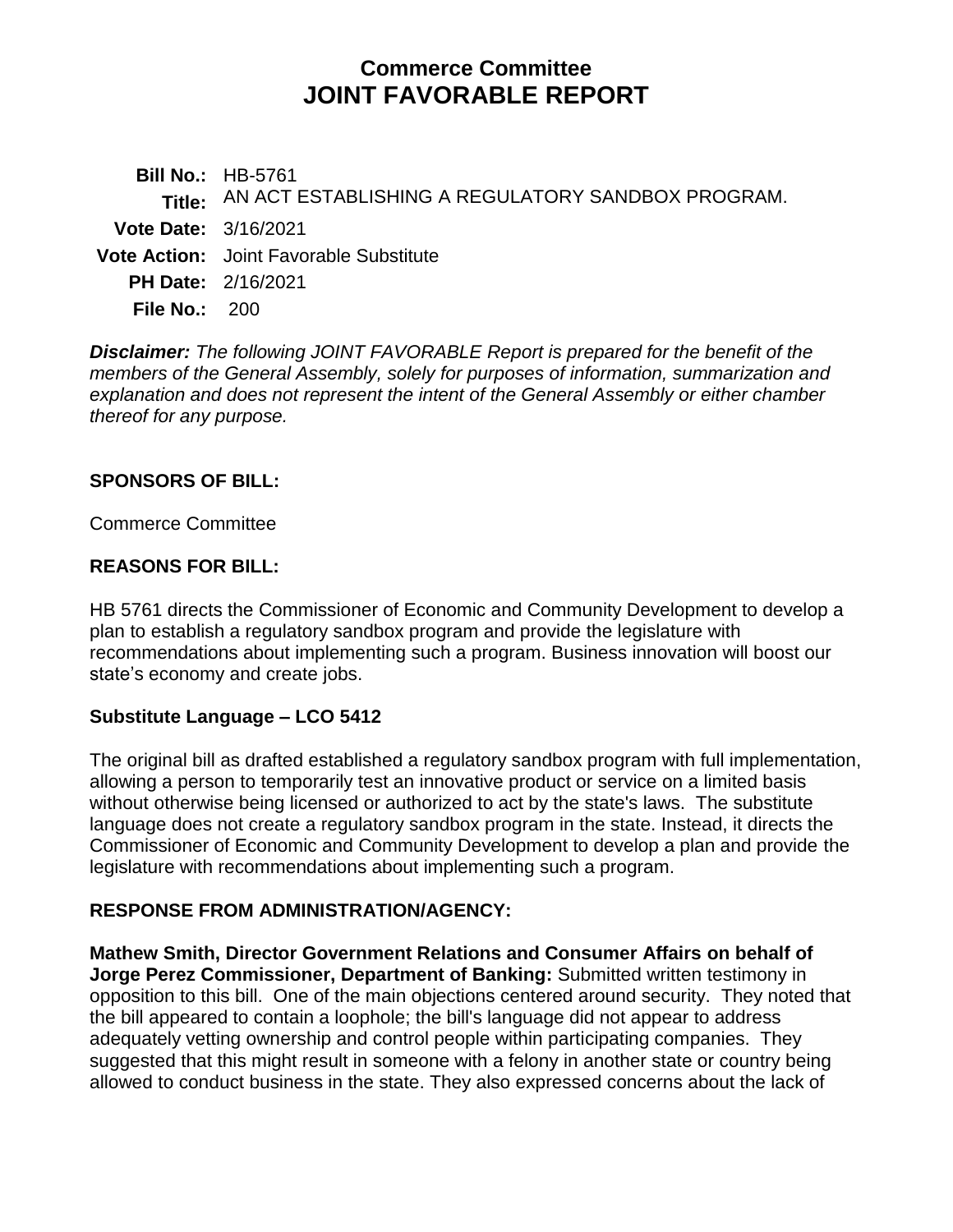# Commerce Committee
# JOINT FAVORABLE REPORT

**Bill No.:** HB-5761
**Title:** AN ACT ESTABLISHING A REGULATORY SANDBOX PROGRAM.
**Vote Date:** 3/16/2021
**Vote Action:** Joint Favorable Substitute
**PH Date:** 2/16/2021
**File No.:** 200

***Disclaimer:*** *The following JOINT FAVORABLE Report is prepared for the benefit of the members of the General Assembly, solely for purposes of information, summarization and explanation and does not represent the intent of the General Assembly or either chamber thereof for any purpose.*

## SPONSORS OF BILL:

Commerce Committee

## REASONS FOR BILL:

HB 5761 directs the Commissioner of Economic and Community Development to develop a plan to establish a regulatory sandbox program and provide the legislature with recommendations about implementing such a program. Business innovation will boost our state's economy and create jobs.

## Substitute Language – LCO 5412

The original bill as drafted established a regulatory sandbox program with full implementation, allowing a person to temporarily test an innovative product or service on a limited basis without otherwise being licensed or authorized to act by the state's laws. The substitute language does not create a regulatory sandbox program in the state. Instead, it directs the Commissioner of Economic and Community Development to develop a plan and provide the legislature with recommendations about implementing such a program.

## RESPONSE FROM ADMINISTRATION/AGENCY:

**Mathew Smith, Director Government Relations and Consumer Affairs on behalf of Jorge Perez Commissioner, Department of Banking:** Submitted written testimony in opposition to this bill. One of the main objections centered around security. They noted that the bill appeared to contain a loophole; the bill's language did not appear to address adequately vetting ownership and control people within participating companies. They suggested that this might result in someone with a felony in another state or country being allowed to conduct business in the state. They also expressed concerns about the lack of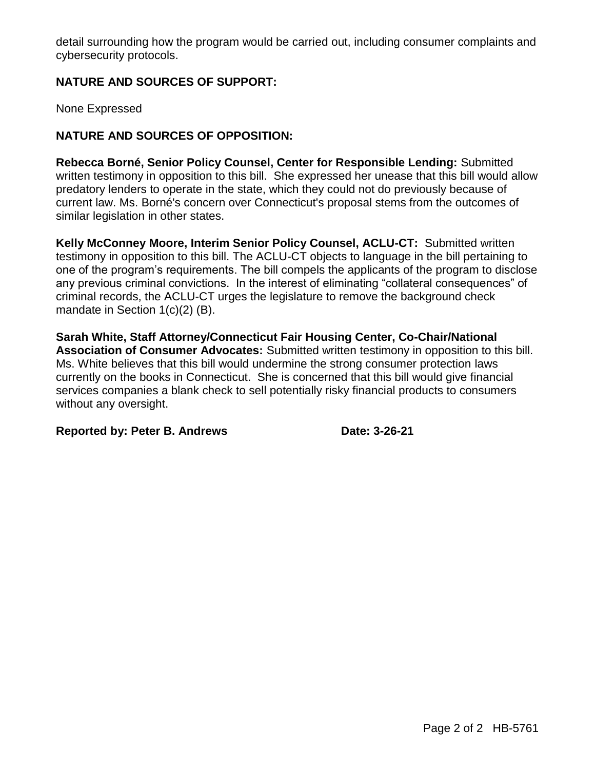detail surrounding how the program would be carried out, including consumer complaints and cybersecurity protocols.

**NATURE AND SOURCES OF SUPPORT:**

None Expressed

**NATURE AND SOURCES OF OPPOSITION:**

**Rebecca Borné, Senior Policy Counsel, Center for Responsible Lending:** Submitted written testimony in opposition to this bill. She expressed her unease that this bill would allow predatory lenders to operate in the state, which they could not do previously because of current law. Ms. Borné's concern over Connecticut's proposal stems from the outcomes of similar legislation in other states.

**Kelly McConney Moore, Interim Senior Policy Counsel, ACLU-CT:** Submitted written testimony in opposition to this bill. The ACLU-CT objects to language in the bill pertaining to one of the program's requirements. The bill compels the applicants of the program to disclose any previous criminal convictions. In the interest of eliminating "collateral consequences" of criminal records, the ACLU-CT urges the legislature to remove the background check mandate in Section 1(c)(2) (B).

**Sarah White, Staff Attorney/Connecticut Fair Housing Center, Co-Chair/National Association of Consumer Advocates:** Submitted written testimony in opposition to this bill. Ms. White believes that this bill would undermine the strong consumer protection laws currently on the books in Connecticut. She is concerned that this bill would give financial services companies a blank check to sell potentially risky financial products to consumers without any oversight.

**Reported by: Peter B. Andrews** **Date: 3-26-21**